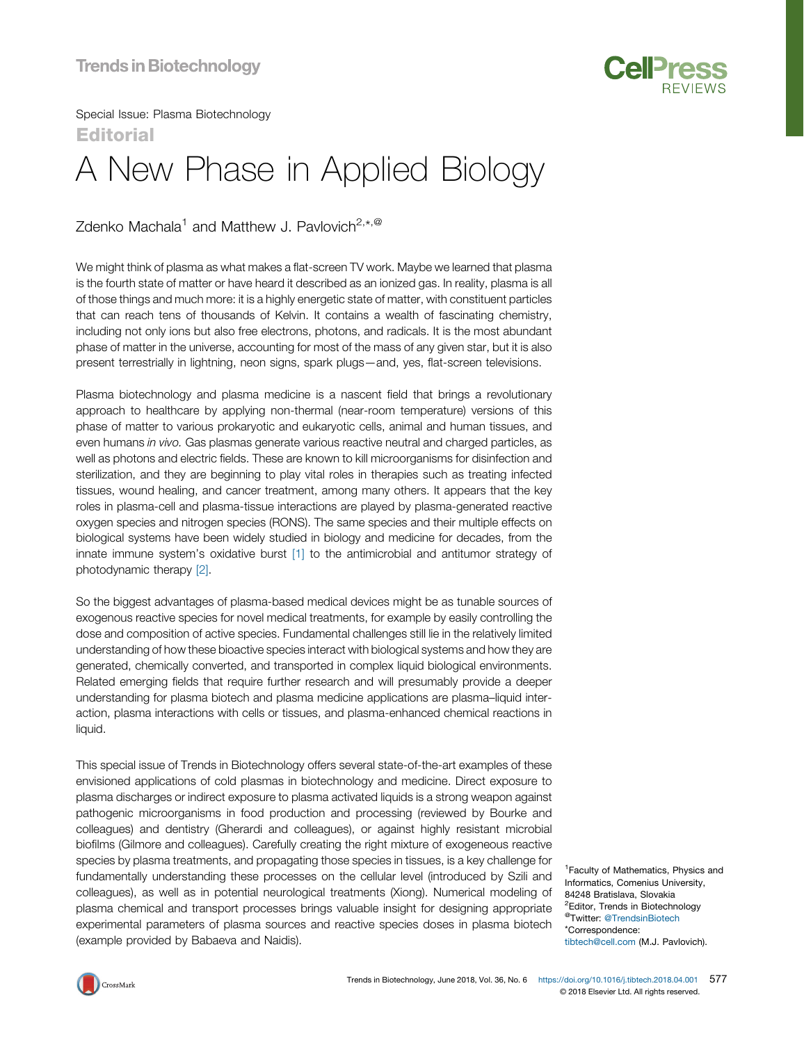Special Issue: Plasma Biotechnology

**Editorial**

# A New Phase in Applied Biology

Zdenko Machala[1] and Matthew J. Pavlovich[2,*,@]

We might think of plasma as what makes a flat-screen TV work. Maybe we learned that plasma is the fourth state of matter or have heard it described as an ionized gas. In reality, plasma is all of those things and much more: it is a highly energetic state of matter, with constituent particles that can reach tens of thousands of Kelvin. It contains a wealth of fascinating chemistry, including not only ions but also free electrons, photons, and radicals. It is the most abundant phase of matter in the universe, accounting for most of the mass of any given star, but it is also present terrestrially in lightning, neon signs, spark plugs—and, yes, flat-screen televisions.

Plasma biotechnology and plasma medicine is a nascent field that brings a revolutionary approach to healthcare by applying non-thermal (near-room temperature) versions of this phase of matter to various prokaryotic and eukaryotic cells, animal and human tissues, and even humans *in vivo.* Gas plasmas generate various reactive neutral and charged particles, as well as photons and electric fields. These are known to kill microorganisms for disinfection and sterilization, and they are beginning to play vital roles in therapies such as treating infected tissues, wound healing, and cancer treatment, among many others. It appears that the key roles in plasma-cell and plasma-tissue interactions are played by plasma-generated reactive oxygen species and nitrogen species (RONS). The same species and their multiple effects on biological systems have been widely studied in biology and medicine for decades, from the innate immune system's oxidative burst [1] to the antimicrobial and antitumor strategy of photodynamic therapy [2].

So the biggest advantages of plasma-based medical devices might be as tunable sources of exogenous reactive species for novel medical treatments, for example by easily controlling the dose and composition of active species. Fundamental challenges still lie in the relatively limited understanding of how these bioactive species interact with biological systems and how they are generated, chemically converted, and transported in complex liquid biological environments. Related emerging fields that require further research and will presumably provide a deeper understanding for plasma biotech and plasma medicine applications are plasma–liquid interaction, plasma interactions with cells or tissues, and plasma-enhanced chemical reactions in liquid.

This special issue of Trends in Biotechnology offers several state-of-the-art examples of these envisioned applications of cold plasmas in biotechnology and medicine. Direct exposure to plasma discharges or indirect exposure to plasma activated liquids is a strong weapon against pathogenic microorganisms in food production and processing (reviewed by Bourke and colleagues) and dentistry (Gherardi and colleagues), or against highly resistant microbial biofilms (Gilmore and colleagues). Carefully creating the right mixture of exogeneous reactive species by plasma treatments, and propagating those species in tissues, is a key challenge for fundamentally understanding these processes on the cellular level (introduced by Szili and colleagues), as well as in potential neurological treatments (Xiong). Numerical modeling of plasma chemical and transport processes brings valuable insight for designing appropriate experimental parameters of plasma sources and reactive species doses in plasma biotech (example provided by Babaeva and Naidis).

[1]Faculty of Mathematics, Physics and Informatics, Comenius University, 84248 Bratislava, Slovakia
[2]Editor, Trends in Biotechnology
[@]Twitter: @TrendsinBiotech
[*]Correspondence: tibtech@cell.com (M.J. Pavlovich).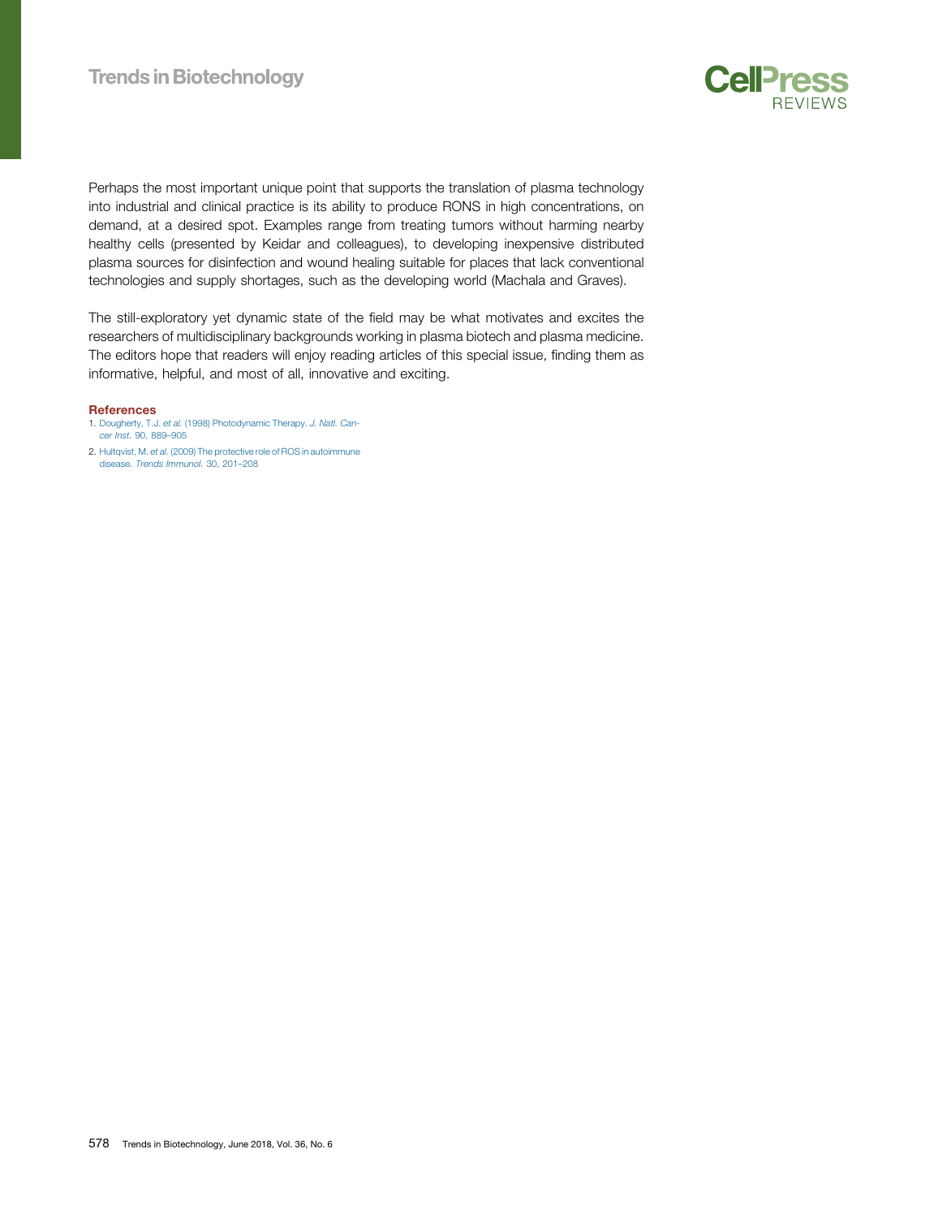Perhaps the most important unique point that supports the translation of plasma technology into industrial and clinical practice is its ability to produce RONS in high concentrations, on demand, at a desired spot. Examples range from treating tumors without harming nearby healthy cells (presented by Keidar and colleagues), to developing inexpensive distributed plasma sources for disinfection and wound healing suitable for places that lack conventional technologies and supply shortages, such as the developing world (Machala and Graves).

The still-exploratory yet dynamic state of the field may be what motivates and excites the researchers of multidisciplinary backgrounds working in plasma biotech and plasma medicine. The editors hope that readers will enjoy reading articles of this special issue, finding them as informative, helpful, and most of all, innovative and exciting.

## References

1. Dougherty, T.J. *et al.* (1998) Photodynamic Therapy. *J. Natl. Cancer Inst.* 90, 889–905
2. Hultqvist, M. *et al.* (2009) The protective role of ROS in autoimmune disease. *Trends Immunol.* 30, 201–208